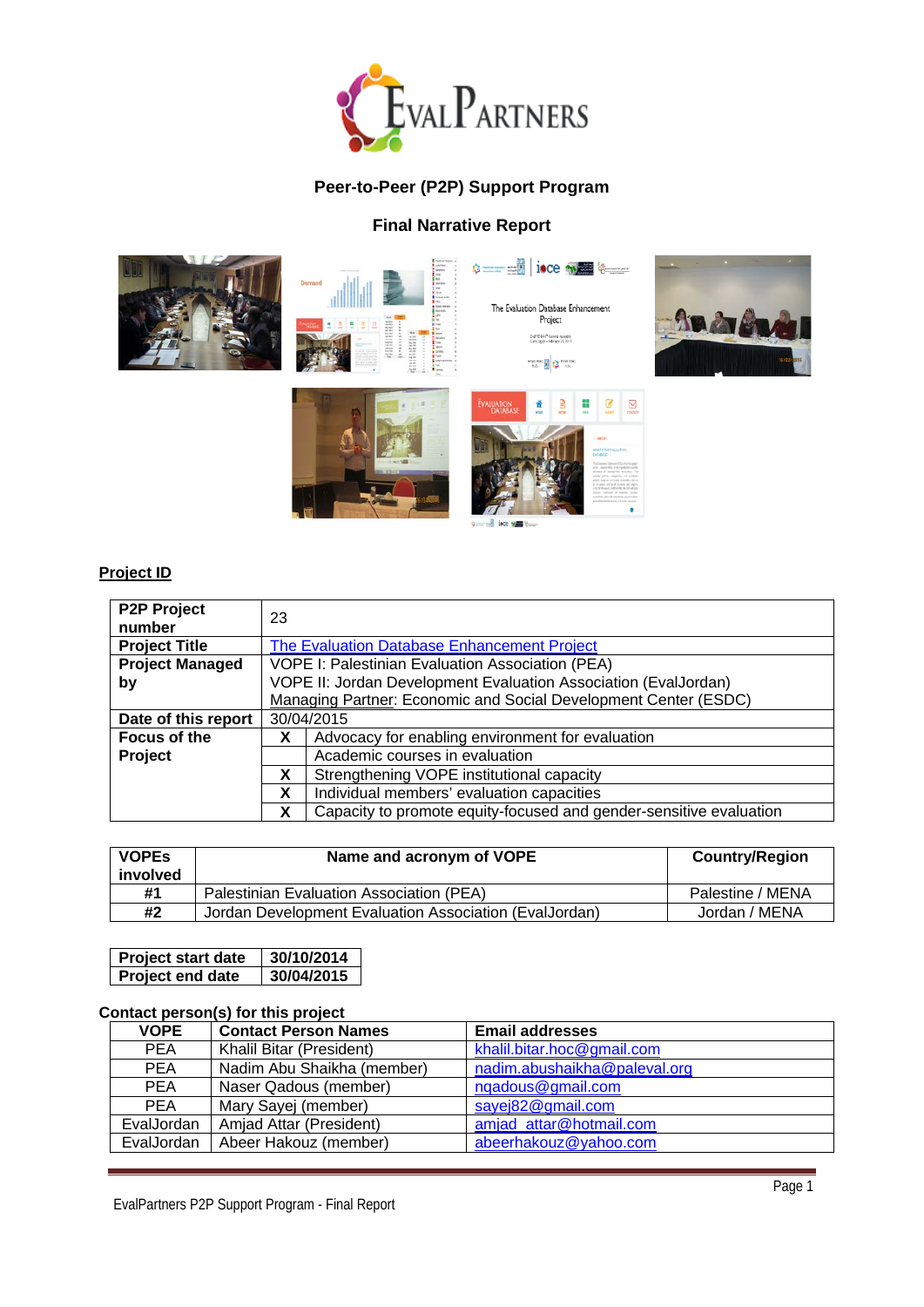**Peer-to-Peer (P2P) Support Program**

**Final Narrative Report**

## Project ID

| **P2P Project number** | 23 | |
|---|---|---|
| **Project Title** | The Evaluation Database Enhancement Project | |
| **Project Managed by** | VOPE I: Palestinian Evaluation Association (PEA)<br>VOPE II: Jordan Development Evaluation Association (EvalJordan)<br>Managing Partner: Economic and Social Development Center (ESDC) | |
| **Date of this report** | 30/04/2015 | |
| **Focus of the Project** | X | Advocacy for enabling environment for evaluation |
| | | Academic courses in evaluation |
| | X | Strengthening VOPE institutional capacity |
| | X | Individual members' evaluation capacities |
| | X | Capacity to promote equity-focused and gender-sensitive evaluation |

| **VOPEs involved** | **Name and acronym of VOPE** | **Country/Region** |
|---|---|---|
| **#1** | Palestinian Evaluation Association (PEA) | Palestine / MENA |
| **#2** | Jordan Development Evaluation Association (EvalJordan) | Jordan / MENA |

| **Project start date** | **30/10/2014** |
|---|---|
| **Project end date** | **30/04/2015** |

**Contact person(s) for this project**

| **VOPE** | **Contact Person Names** | **Email addresses** |
|---|---|---|
| PEA | Khalil Bitar (President) | khalil.bitar.hoc@gmail.com |
| PEA | Nadim Abu Shaikha (member) | nadim.abushaikha@paleval.org |
| PEA | Naser Qadous (member) | nqadous@gmail.com |
| PEA | Mary Sayej (member) | sayej82@gmail.com |
| EvalJordan | Amjad Attar (President) | amjad_attar@hotmail.com |
| EvalJordan | Abeer Hakouz (member) | abeerhakouz@yahoo.com |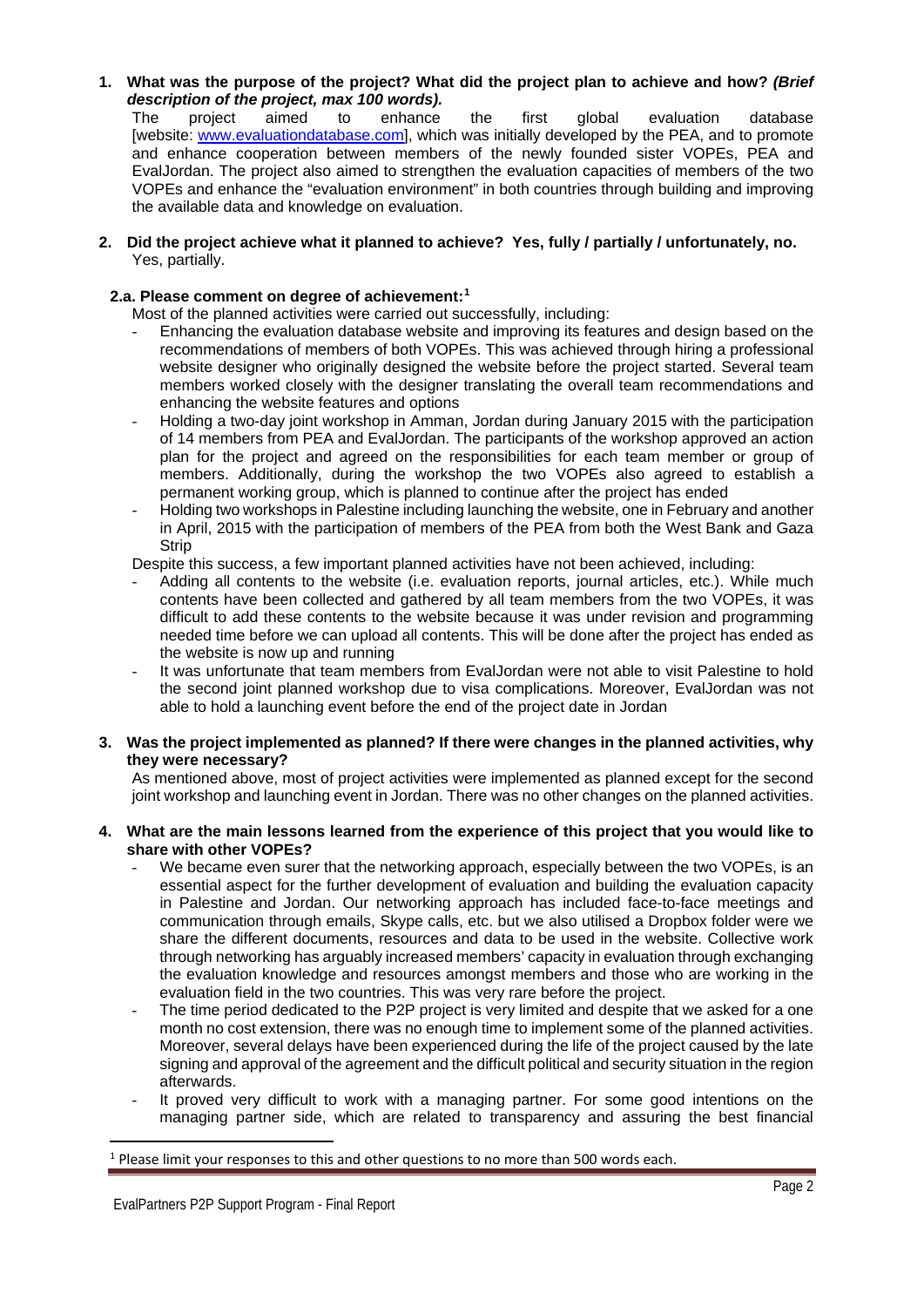**1. What was the purpose of the project? What did the project plan to achieve and how? *(Brief description of the project, max 100 words).***

The project aimed to enhance the first global evaluation database [website: www.evaluationdatabase.com], which was initially developed by the PEA, and to promote and enhance cooperation between members of the newly founded sister VOPEs, PEA and EvalJordan. The project also aimed to strengthen the evaluation capacities of members of the two VOPEs and enhance the "evaluation environment" in both countries through building and improving the available data and knowledge on evaluation.

**2. Did the project achieve what it planned to achieve? Yes, fully / partially / unfortunately, no.**

Yes, partially.

**2.a. Please comment on degree of achievement:**[1]

Most of the planned activities were carried out successfully, including:

- Enhancing the evaluation database website and improving its features and design based on the recommendations of members of both VOPEs. This was achieved through hiring a professional website designer who originally designed the website before the project started. Several team members worked closely with the designer translating the overall team recommendations and enhancing the website features and options
- Holding a two-day joint workshop in Amman, Jordan during January 2015 with the participation of 14 members from PEA and EvalJordan. The participants of the workshop approved an action plan for the project and agreed on the responsibilities for each team member or group of members. Additionally, during the workshop the two VOPEs also agreed to establish a permanent working group, which is planned to continue after the project has ended
- Holding two workshops in Palestine including launching the website, one in February and another in April, 2015 with the participation of members of the PEA from both the West Bank and Gaza Strip

Despite this success, a few important planned activities have not been achieved, including:

- Adding all contents to the website (i.e. evaluation reports, journal articles, etc.). While much contents have been collected and gathered by all team members from the two VOPEs, it was difficult to add these contents to the website because it was under revision and programming needed time before we can upload all contents. This will be done after the project has ended as the website is now up and running
- It was unfortunate that team members from EvalJordan were not able to visit Palestine to hold the second joint planned workshop due to visa complications. Moreover, EvalJordan was not able to hold a launching event before the end of the project date in Jordan

**3. Was the project implemented as planned? If there were changes in the planned activities, why they were necessary?**

As mentioned above, most of project activities were implemented as planned except for the second joint workshop and launching event in Jordan. There was no other changes on the planned activities.

**4. What are the main lessons learned from the experience of this project that you would like to share with other VOPEs?**

- We became even surer that the networking approach, especially between the two VOPEs, is an essential aspect for the further development of evaluation and building the evaluation capacity in Palestine and Jordan. Our networking approach has included face-to-face meetings and communication through emails, Skype calls, etc. but we also utilised a Dropbox folder were we share the different documents, resources and data to be used in the website. Collective work through networking has arguably increased members' capacity in evaluation through exchanging the evaluation knowledge and resources amongst members and those who are working in the evaluation field in the two countries. This was very rare before the project.
- The time period dedicated to the P2P project is very limited and despite that we asked for a one month no cost extension, there was no enough time to implement some of the planned activities. Moreover, several delays have been experienced during the life of the project caused by the late signing and approval of the agreement and the difficult political and security situation in the region afterwards.
- It proved very difficult to work with a managing partner. For some good intentions on the managing partner side, which are related to transparency and assuring the best financial

---

[1] Please limit your responses to this and other questions to no more than 500 words each.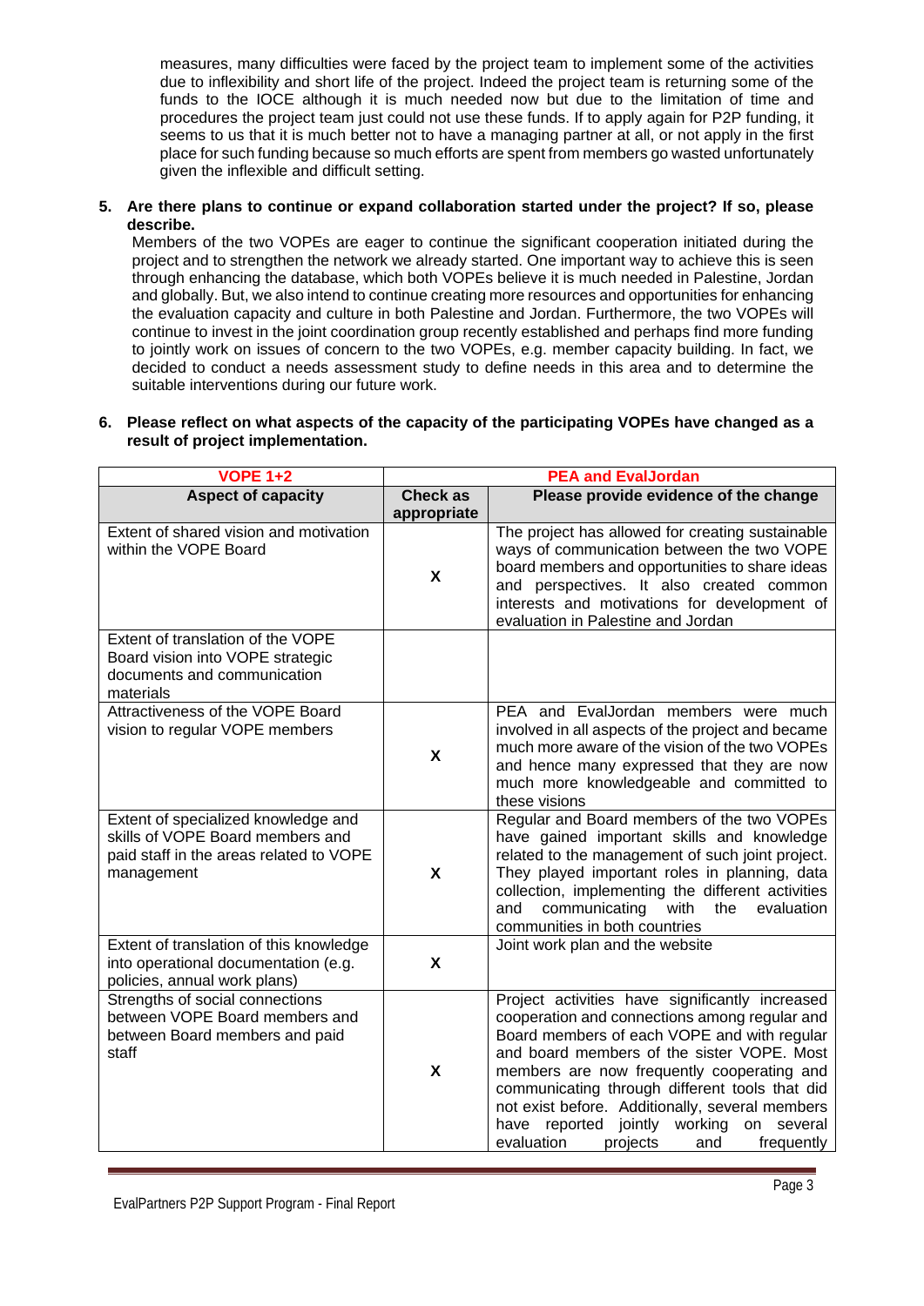measures, many difficulties were faced by the project team to implement some of the activities due to inflexibility and short life of the project. Indeed the project team is returning some of the funds to the IOCE although it is much needed now but due to the limitation of time and procedures the project team just could not use these funds. If to apply again for P2P funding, it seems to us that it is much better not to have a managing partner at all, or not apply in the first place for such funding because so much efforts are spent from members go wasted unfortunately given the inflexible and difficult setting.

**5. Are there plans to continue or expand collaboration started under the project? If so, please describe.**

Members of the two VOPEs are eager to continue the significant cooperation initiated during the project and to strengthen the network we already started. One important way to achieve this is seen through enhancing the database, which both VOPEs believe it is much needed in Palestine, Jordan and globally. But, we also intend to continue creating more resources and opportunities for enhancing the evaluation capacity and culture in both Palestine and Jordan. Furthermore, the two VOPEs will continue to invest in the joint coordination group recently established and perhaps find more funding to jointly work on issues of concern to the two VOPEs, e.g. member capacity building. In fact, we decided to conduct a needs assessment study to define needs in this area and to determine the suitable interventions during our future work.

**6. Please reflect on what aspects of the capacity of the participating VOPEs have changed as a result of project implementation.**

| VOPE 1+2 | PEA and EvalJordan | |
|---|---|---|
| **Aspect of capacity** | **Check as appropriate** | **Please provide evidence of the change** |
| Extent of shared vision and motivation within the VOPE Board | X | The project has allowed for creating sustainable ways of communication between the two VOPE board members and opportunities to share ideas and perspectives. It also created common interests and motivations for development of evaluation in Palestine and Jordan |
| Extent of translation of the VOPE Board vision into VOPE strategic documents and communication materials | | |
| Attractiveness of the VOPE Board vision to regular VOPE members | X | PEA and EvalJordan members were much involved in all aspects of the project and became much more aware of the vision of the two VOPEs and hence many expressed that they are now much more knowledgeable and committed to these visions |
| Extent of specialized knowledge and skills of VOPE Board members and paid staff in the areas related to VOPE management | X | Regular and Board members of the two VOPEs have gained important skills and knowledge related to the management of such joint project. They played important roles in planning, data collection, implementing the different activities and communicating with the evaluation communities in both countries |
| Extent of translation of this knowledge into operational documentation (e.g. policies, annual work plans) | X | Joint work plan and the website |
| Strengths of social connections between VOPE Board members and between Board members and paid staff | X | Project activities have significantly increased cooperation and connections among regular and Board members of each VOPE and with regular and board members of the sister VOPE. Most members are now frequently cooperating and communicating through different tools that did not exist before. Additionally, several members have reported jointly working on several evaluation projects and frequently |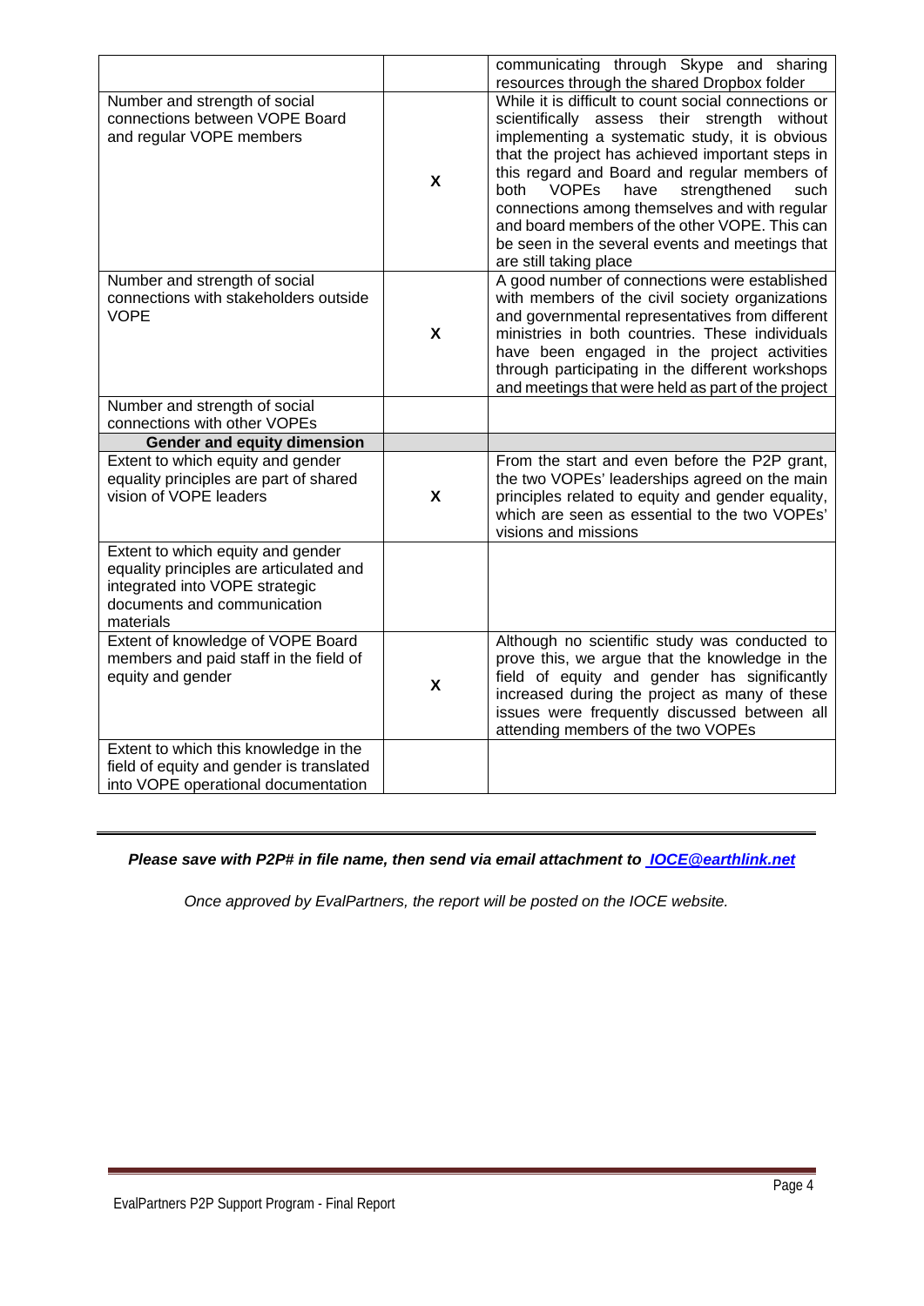| | | |
|---|---|---|
| | | communicating through Skype and sharing resources through the shared Dropbox folder |
| Number and strength of social connections between VOPE Board and regular VOPE members | X | While it is difficult to count social connections or scientifically assess their strength without implementing a systematic study, it is obvious that the project has achieved important steps in this regard and Board and regular members of both VOPEs have strengthened such connections among themselves and with regular and board members of the other VOPE. This can be seen in the several events and meetings that are still taking place |
| Number and strength of social connections with stakeholders outside VOPE | X | A good number of connections were established with members of the civil society organizations and governmental representatives from different ministries in both countries. These individuals have been engaged in the project activities through participating in the different workshops and meetings that were held as part of the project |
| Number and strength of social connections with other VOPEs | | |
| **Gender and equity dimension** | | |
| Extent to which equity and gender equality principles are part of shared vision of VOPE leaders | X | From the start and even before the P2P grant, the two VOPEs' leaderships agreed on the main principles related to equity and gender equality, which are seen as essential to the two VOPEs' visions and missions |
| Extent to which equity and gender equality principles are articulated and integrated into VOPE strategic documents and communication materials | | |
| Extent of knowledge of VOPE Board members and paid staff in the field of equity and gender | X | Although no scientific study was conducted to prove this, we argue that the knowledge in the field of equity and gender has significantly increased during the project as many of these issues were frequently discussed between all attending members of the two VOPEs |
| Extent to which this knowledge in the field of equity and gender is translated into VOPE operational documentation | | |

***Please save with P2P# in file name, then send via email attachment to [IOCE@earthlink.net](mailto:IOCE@earthlink.net)***

*Once approved by EvalPartners, the report will be posted on the IOCE website.*